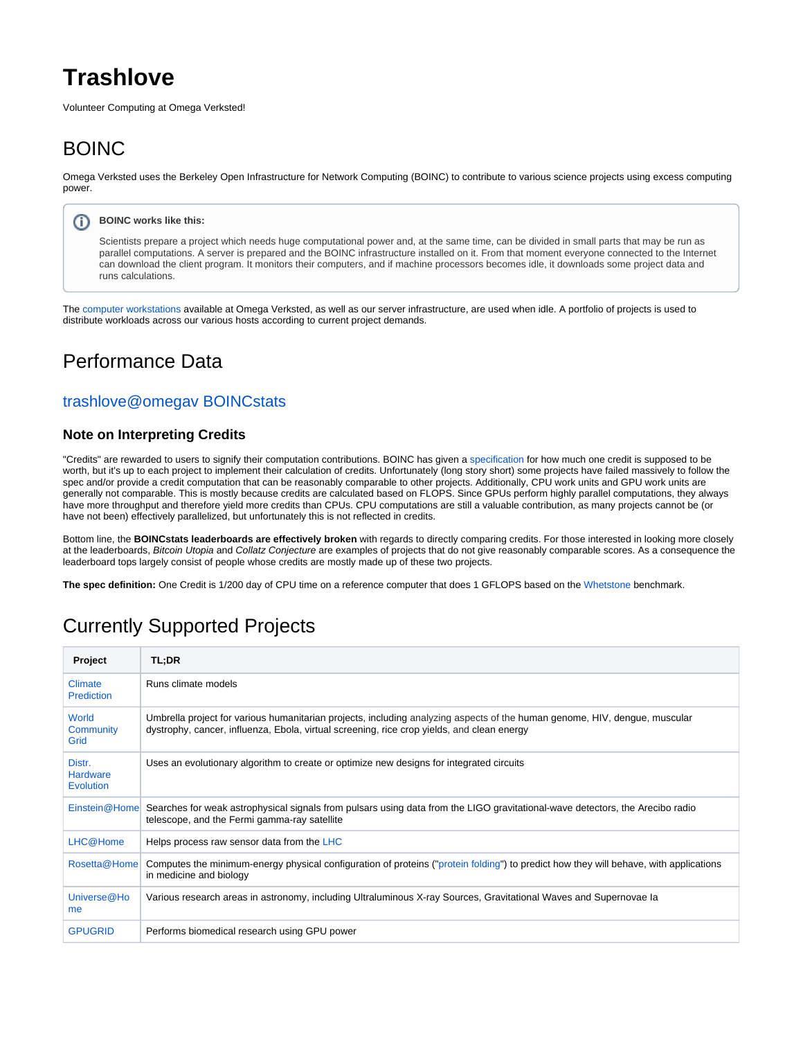# Trashlove

Volunteer Computing at Omega Verksted!

## BOINC

Omega Verksted uses the Berkeley Open Infrastructure for Network Computing (BOINC) to contribute to various science projects using excess computing power.

> **BOINC works like this:**
>
> Scientists prepare a project which needs huge computational power and, at the same time, can be divided in small parts that may be run as parallel computations. A server is prepared and the BOINC infrastructure installed on it. From that moment everyone connected to the Internet can download the client program. It monitors their computers, and if machine processors becomes idle, it downloads some project data and runs calculations.

The computer workstations available at Omega Verksted, as well as our server infrastructure, are used when idle. A portfolio of projects is used to distribute workloads across our various hosts according to current project demands.

## Performance Data

### trashlove@omegav BOINCstats

#### Note on Interpreting Credits

"Credits" are rewarded to users to signify their computation contributions. BOINC has given a specification for how much one credit is supposed to be worth, but it's up to each project to implement their calculation of credits. Unfortunately (long story short) some projects have failed massively to follow the spec and/or provide a credit computation that can be reasonably comparable to other projects. Additionally, CPU work units and GPU work units are generally not comparable. This is mostly because credits are calculated based on FLOPS. Since GPUs perform highly parallel computations, they always have more throughput and therefore yield more credits than CPUs. CPU computations are still a valuable contribution, as many projects cannot be (or have not been) effectively parallelized, but unfortunately this is not reflected in credits.

Bottom line, the **BOINCstats leaderboards are effectively broken** with regards to directly comparing credits. For those interested in looking more closely at the leaderboards, *Bitcoin Utopia* and *Collatz Conjecture* are examples of projects that do not give reasonably comparable scores. As a consequence the leaderboard tops largely consist of people whose credits are mostly made up of these two projects.

**The spec definition:** One Credit is 1/200 day of CPU time on a reference computer that does 1 GFLOPS based on the Whetstone benchmark.

## Currently Supported Projects

| Project | TL;DR |
| --- | --- |
| Climate Prediction | Runs climate models |
| World Community Grid | Umbrella project for various humanitarian projects, including analyzing aspects of the human genome, HIV, dengue, muscular dystrophy, cancer, influenza, Ebola, virtual screening, rice crop yields, and clean energy |
| Distr. Hardware Evolution | Uses an evolutionary algorithm to create or optimize new designs for integrated circuits |
| Einstein@Home | Searches for weak astrophysical signals from pulsars using data from the LIGO gravitational-wave detectors, the Arecibo radio telescope, and the Fermi gamma-ray satellite |
| LHC@Home | Helps process raw sensor data from the LHC |
| Rosetta@Home | Computes the minimum-energy physical configuration of proteins ("protein folding") to predict how they will behave, with applications in medicine and biology |
| Universe@Home | Various research areas in astronomy, including Ultraluminous X-ray Sources, Gravitational Waves and Supernovae Ia |
| GPUGRID | Performs biomedical research using GPU power |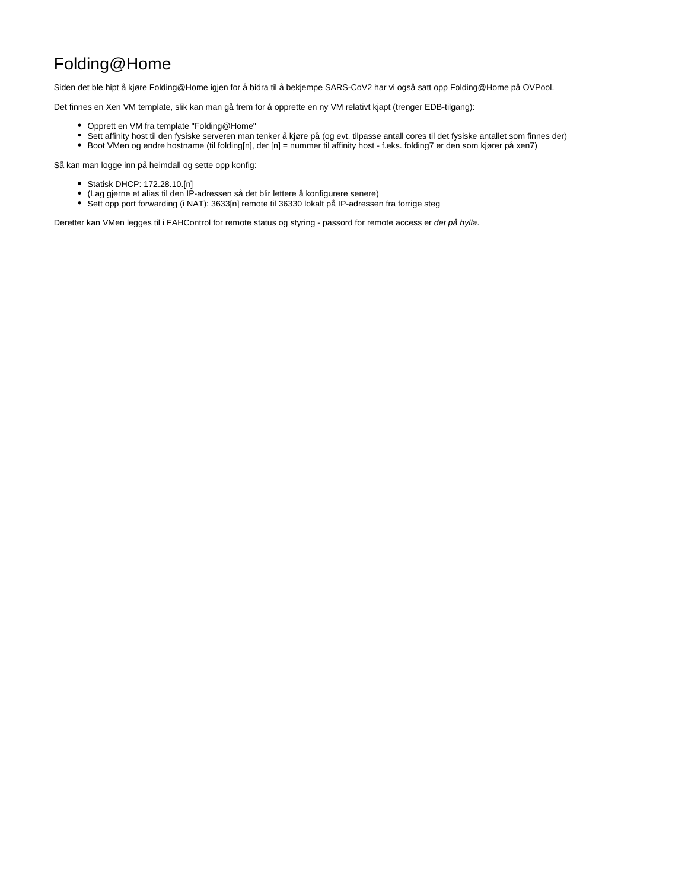# Folding@Home

Siden det ble hipt å kjøre Folding@Home igjen for å bidra til å bekjempe SARS-CoV2 har vi også satt opp Folding@Home på OVPool.

Det finnes en Xen VM template, slik kan man gå frem for å opprette en ny VM relativt kjapt (trenger EDB-tilgang):

- Opprett en VM fra template "Folding@Home"
- Sett affinity host til den fysiske serveren man tenker å kjøre på (og evt. tilpasse antall cores til det fysiske antallet som finnes der)
- Boot VMen og endre hostname (til folding[n], der [n] = nummer til affinity host - f.eks. folding7 er den som kjører på xen7)

Så kan man logge inn på heimdall og sette opp konfig:

- Statisk DHCP: 172.28.10.[n]
- (Lag gjerne et alias til den IP-adressen så det blir lettere å konfigurere senere)
- Sett opp port forwarding (i NAT): 3633[n] remote til 36330 lokalt på IP-adressen fra forrige steg

Deretter kan VMen legges til i FAHControl for remote status og styring - passord for remote access er *det på hylla*.